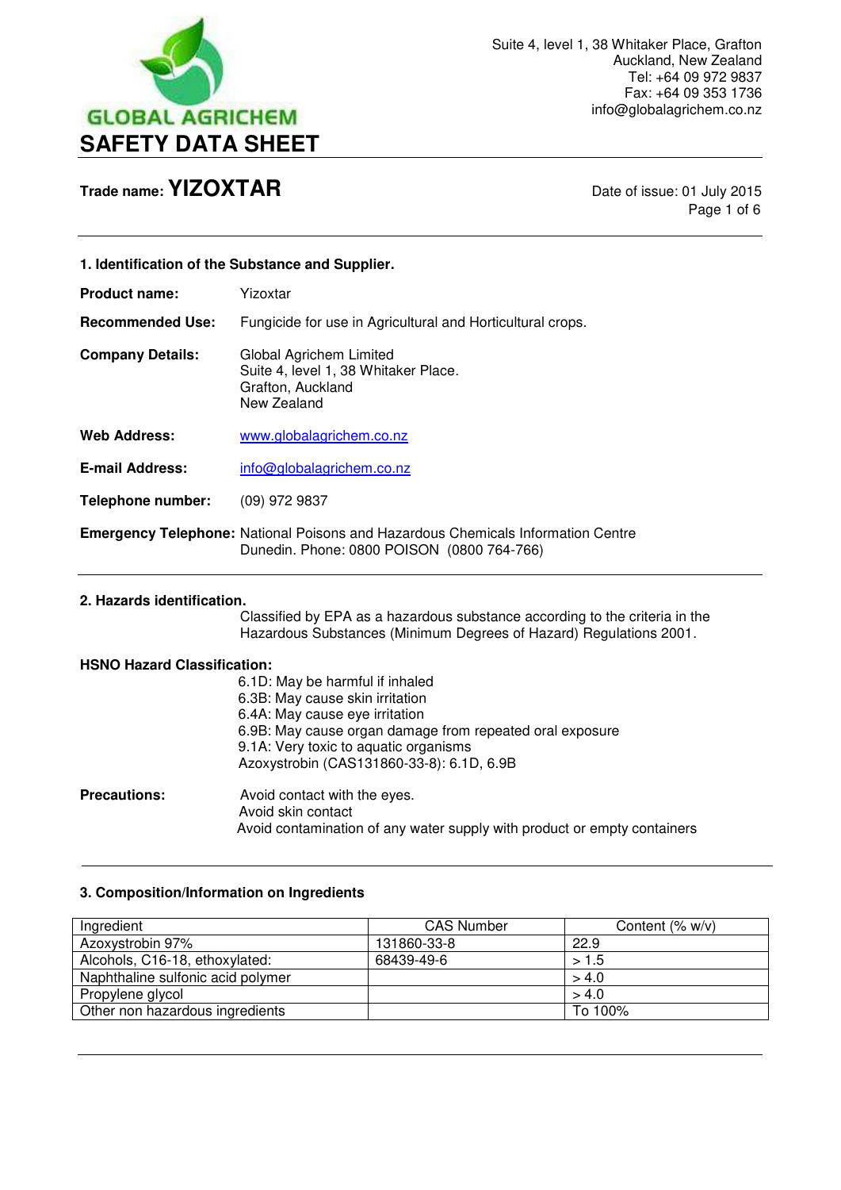GLOBAL AGRICHEM

# SAFETY DATA SHEET

Suite 4, level 1, 38 Whitaker Place, Grafton
Auckland, New Zealand
Tel: +64 09 972 9837
Fax: +64 09 353 1736
info@globalagrichem.co.nz

**Trade name: YIZOXTAR**

Date of issue: 01 July 2015

## 1. Identification of the Substance and Supplier.

**Product name:** Yizoxtar

**Recommended Use:** Fungicide for use in Agricultural and Horticultural crops.

**Company Details:** Global Agrichem Limited
Suite 4, level 1, 38 Whitaker Place.
Grafton, Auckland
New Zealand

**Web Address:** www.globalagrichem.co.nz

**E-mail Address:** info@globalagrichem.co.nz

**Telephone number:** (09) 972 9837

**Emergency Telephone:** National Poisons and Hazardous Chemicals Information Centre Dunedin. Phone: 0800 POISON (0800 764-766)

## 2. Hazards identification.

Classified by EPA as a hazardous substance according to the criteria in the Hazardous Substances (Minimum Degrees of Hazard) Regulations 2001.

**HSNO Hazard Classification:**

6.1D: May be harmful if inhaled
6.3B: May cause skin irritation
6.4A: May cause eye irritation
6.9B: May cause organ damage from repeated oral exposure
9.1A: Very toxic to aquatic organisms
Azoxystrobin (CAS131860-33-8): 6.1D, 6.9B

**Precautions:**

Avoid contact with the eyes.
Avoid skin contact
Avoid contamination of any water supply with product or empty containers

## 3. Composition/Information on Ingredients

| Ingredient | CAS Number | Content (% w/v) |
|---|---|---|
| Azoxystrobin 97% | 131860-33-8 | 22.9 |
| Alcohols, C16-18, ethoxylated: | 68439-49-6 | > 1.5 |
| Naphthaline sulfonic acid polymer | | > 4.0 |
| Propylene glycol | | > 4.0 |
| Other non hazardous ingredients | | To 100% |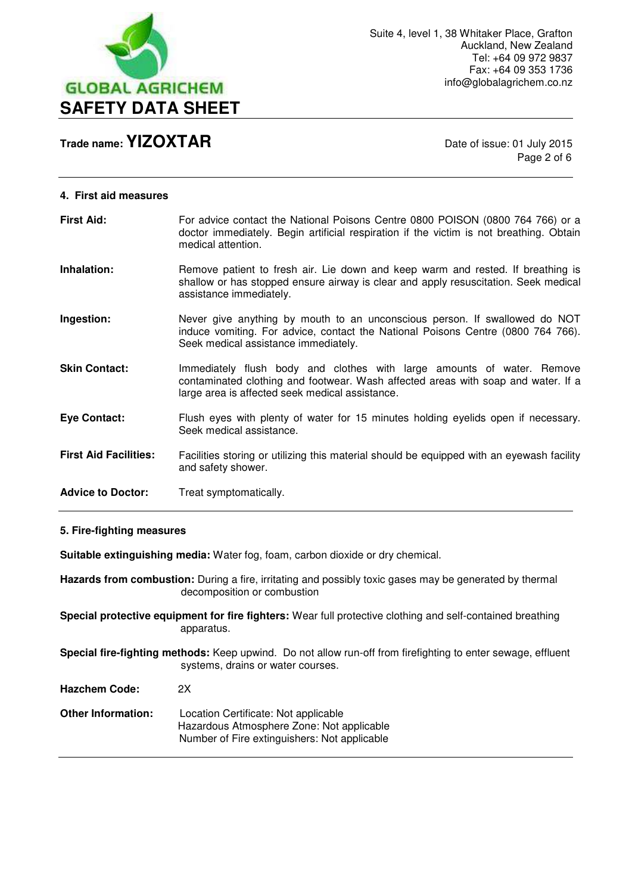## 4. First aid measures

**First Aid:** For advice contact the National Poisons Centre 0800 POISON (0800 764 766) or a doctor immediately. Begin artificial respiration if the victim is not breathing. Obtain medical attention.

**Inhalation:** Remove patient to fresh air. Lie down and keep warm and rested. If breathing is shallow or has stopped ensure airway is clear and apply resuscitation. Seek medical assistance immediately.

**Ingestion:** Never give anything by mouth to an unconscious person. If swallowed do NOT induce vomiting. For advice, contact the National Poisons Centre (0800 764 766). Seek medical assistance immediately.

**Skin Contact:** Immediately flush body and clothes with large amounts of water. Remove contaminated clothing and footwear. Wash affected areas with soap and water. If a large area is affected seek medical assistance.

**Eye Contact:** Flush eyes with plenty of water for 15 minutes holding eyelids open if necessary. Seek medical assistance.

**First Aid Facilities:** Facilities storing or utilizing this material should be equipped with an eyewash facility and safety shower.

**Advice to Doctor:** Treat symptomatically.

## 5. Fire-fighting measures

**Suitable extinguishing media:** Water fog, foam, carbon dioxide or dry chemical.

**Hazards from combustion:** During a fire, irritating and possibly toxic gases may be generated by thermal decomposition or combustion

**Special protective equipment for fire fighters:** Wear full protective clothing and self-contained breathing apparatus.

**Special fire-fighting methods:** Keep upwind. Do not allow run-off from firefighting to enter sewage, effluent systems, drains or water courses.

**Hazchem Code:** 2X

**Other Information:** Location Certificate: Not applicable
Hazardous Atmosphere Zone: Not applicable
Number of Fire extinguishers: Not applicable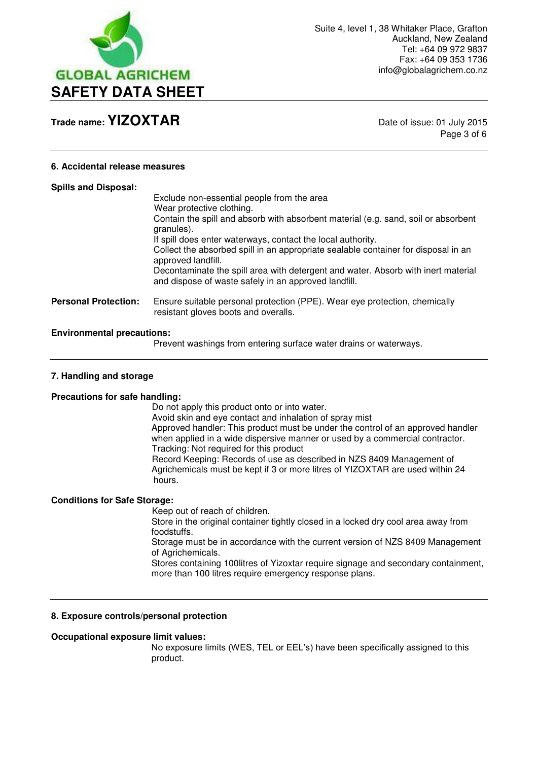## 6. Accidental release measures

**Spills and Disposal:**

Exclude non-essential people from the area
Wear protective clothing.
Contain the spill and absorb with absorbent material (e.g. sand, soil or absorbent granules).
If spill does enter waterways, contact the local authority.
Collect the absorbed spill in an appropriate sealable container for disposal in an approved landfill.
Decontaminate the spill area with detergent and water. Absorb with inert material and dispose of waste safely in an approved landfill.

**Personal Protection:** Ensure suitable personal protection (PPE). Wear eye protection, chemically resistant gloves boots and overalls.

**Environmental precautions:**

Prevent washings from entering surface water drains or waterways.

## 7. Handling and storage

**Precautions for safe handling:**

Do not apply this product onto or into water.
Avoid skin and eye contact and inhalation of spray mist
Approved handler: This product must be under the control of an approved handler when applied in a wide dispersive manner or used by a commercial contractor.
Tracking: Not required for this product
Record Keeping: Records of use as described in NZS 8409 Management of Agrichemicals must be kept if 3 or more litres of YIZOXTAR are used within 24 hours.

**Conditions for Safe Storage:**

Keep out of reach of children.
Store in the original container tightly closed in a locked dry cool area away from foodstuffs.
Storage must be in accordance with the current version of NZS 8409 Management of Agrichemicals.
Stores containing 100litres of Yizoxtar require signage and secondary containment, more than 100 litres require emergency response plans.

## 8. Exposure controls/personal protection

**Occupational exposure limit values:**

No exposure limits (WES, TEL or EEL's) have been specifically assigned to this product.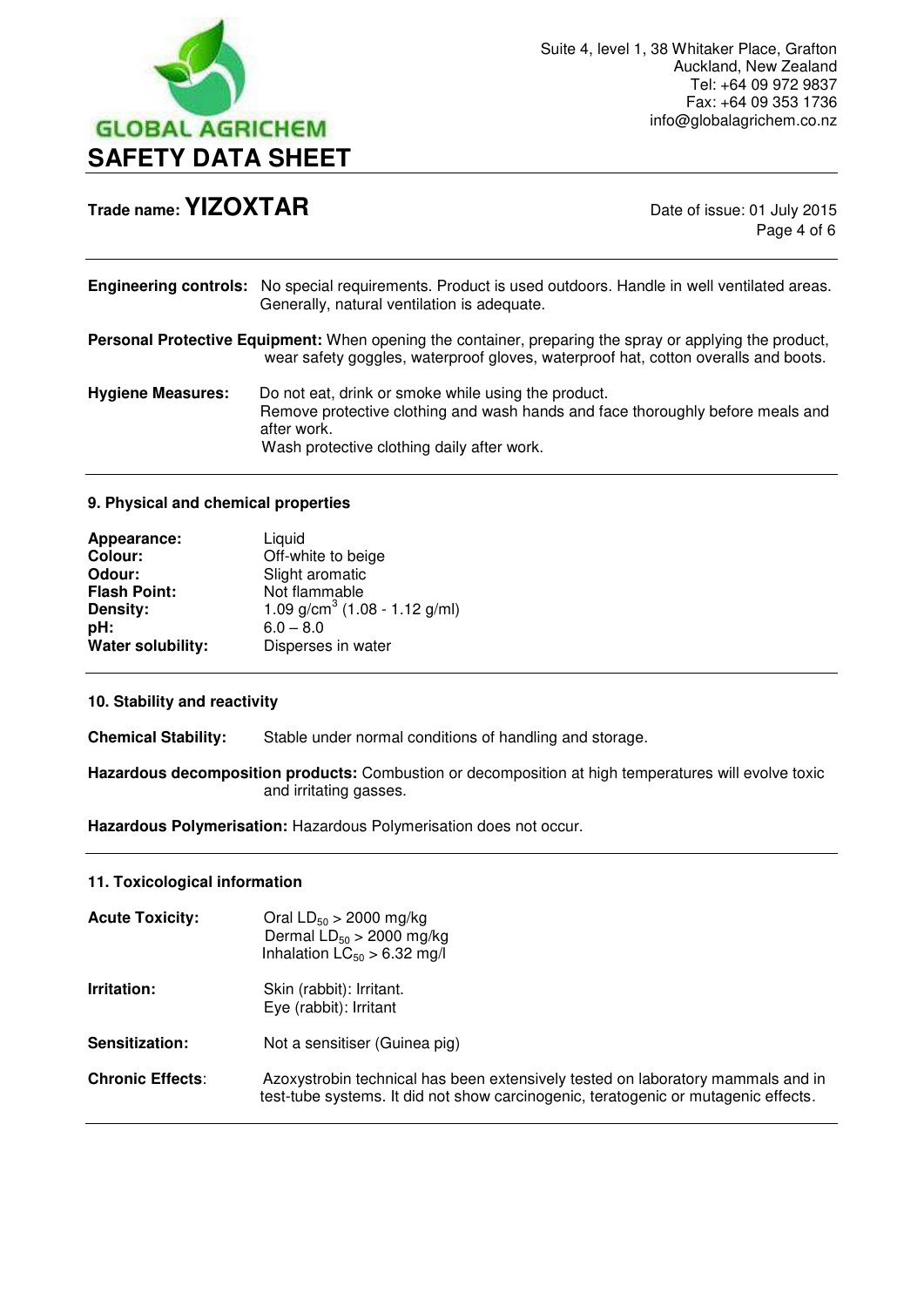**Engineering controls:** No special requirements. Product is used outdoors. Handle in well ventilated areas. Generally, natural ventilation is adequate.

**Personal Protective Equipment:** When opening the container, preparing the spray or applying the product, wear safety goggles, waterproof gloves, waterproof hat, cotton overalls and boots.

**Hygiene Measures:** Do not eat, drink or smoke while using the product.
Remove protective clothing and wash hands and face thoroughly before meals and after work.
Wash protective clothing daily after work.

## 9. Physical and chemical properties

**Appearance:** Liquid
**Colour:** Off-white to beige
**Odour:** Slight aromatic
**Flash Point:** Not flammable
**Density:** 1.09 g/cm$^3$ (1.08 - 1.12 g/ml)
**pH:** 6.0 – 8.0
**Water solubility:** Disperses in water

## 10. Stability and reactivity

**Chemical Stability:** Stable under normal conditions of handling and storage.

**Hazardous decomposition products:** Combustion or decomposition at high temperatures will evolve toxic and irritating gasses.

**Hazardous Polymerisation:** Hazardous Polymerisation does not occur.

## 11. Toxicological information

**Acute Toxicity:** Oral $LD_{50}$ > 2000 mg/kg
Dermal $LD_{50}$ > 2000 mg/kg
Inhalation $LC_{50}$ > 6.32 mg/l

**Irritation:** Skin (rabbit): Irritant.
Eye (rabbit): Irritant

**Sensitization:** Not a sensitiser (Guinea pig)

**Chronic Effects:** Azoxystrobin technical has been extensively tested on laboratory mammals and in test-tube systems. It did not show carcinogenic, teratogenic or mutagenic effects.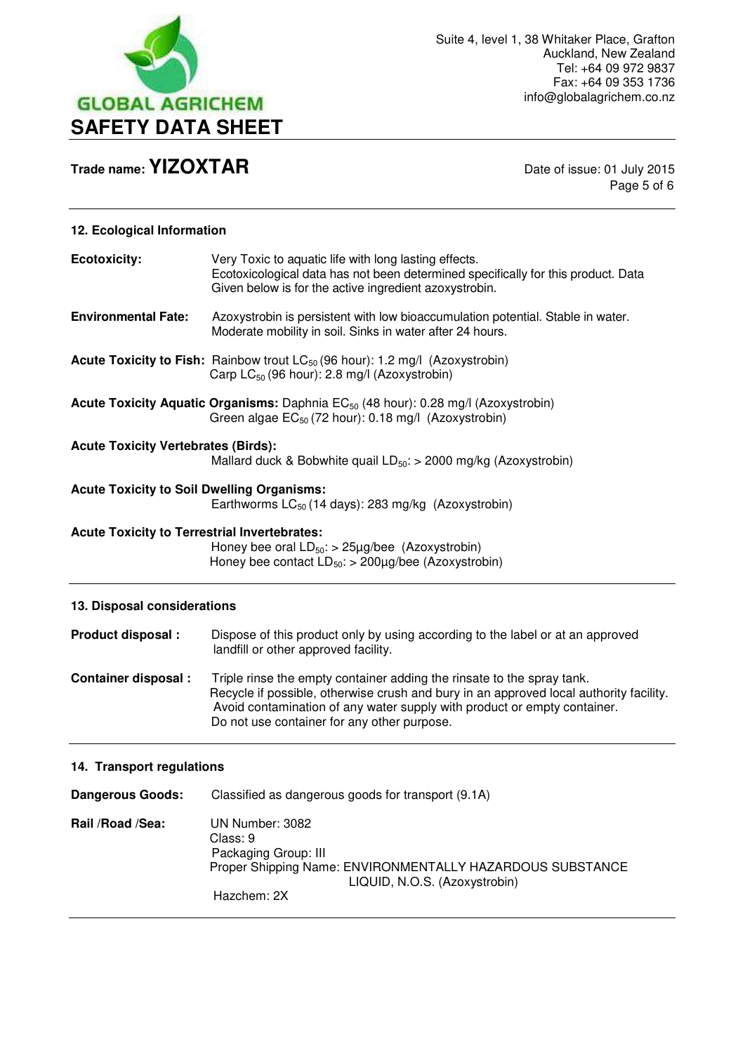## 12. Ecological Information

**Ecotoxicity:** Very Toxic to aquatic life with long lasting effects.
Ecotoxicological data has not been determined specifically for this product. Data Given below is for the active ingredient azoxystrobin.

**Environmental Fate:** Azoxystrobin is persistent with low bioaccumulation potential. Stable in water. Moderate mobility in soil. Sinks in water after 24 hours.

**Acute Toxicity to Fish:** Rainbow trout $LC_{50}$ (96 hour): 1.2 mg/l (Azoxystrobin)
Carp $LC_{50}$ (96 hour): 2.8 mg/l (Azoxystrobin)

**Acute Toxicity Aquatic Organisms:** Daphnia $EC_{50}$ (48 hour): 0.28 mg/l (Azoxystrobin)
Green algae $EC_{50}$ (72 hour): 0.18 mg/l (Azoxystrobin)

**Acute Toxicity Vertebrates (Birds):**
Mallard duck & Bobwhite quail $LD_{50}$: > 2000 mg/kg (Azoxystrobin)

**Acute Toxicity to Soil Dwelling Organisms:**
Earthworms $LC_{50}$ (14 days): 283 mg/kg (Azoxystrobin)

**Acute Toxicity to Terrestrial Invertebrates:**
Honey bee oral $LD_{50}$: > 25µg/bee (Azoxystrobin)
Honey bee contact $LD_{50}$: > 200µg/bee (Azoxystrobin)

## 13. Disposal considerations

**Product disposal :** Dispose of this product only by using according to the label or at an approved landfill or other approved facility.

**Container disposal :** Triple rinse the empty container adding the rinsate to the spray tank.
Recycle if possible, otherwise crush and bury in an approved local authority facility.
Avoid contamination of any water supply with product or empty container.
Do not use container for any other purpose.

## 14. Transport regulations

**Dangerous Goods:** Classified as dangerous goods for transport (9.1A)

**Rail /Road /Sea:** UN Number: 3082
Class: 9
Packaging Group: III
Proper Shipping Name: ENVIRONMENTALLY HAZARDOUS SUBSTANCE LIQUID, N.O.S. (Azoxystrobin)
Hazchem: 2X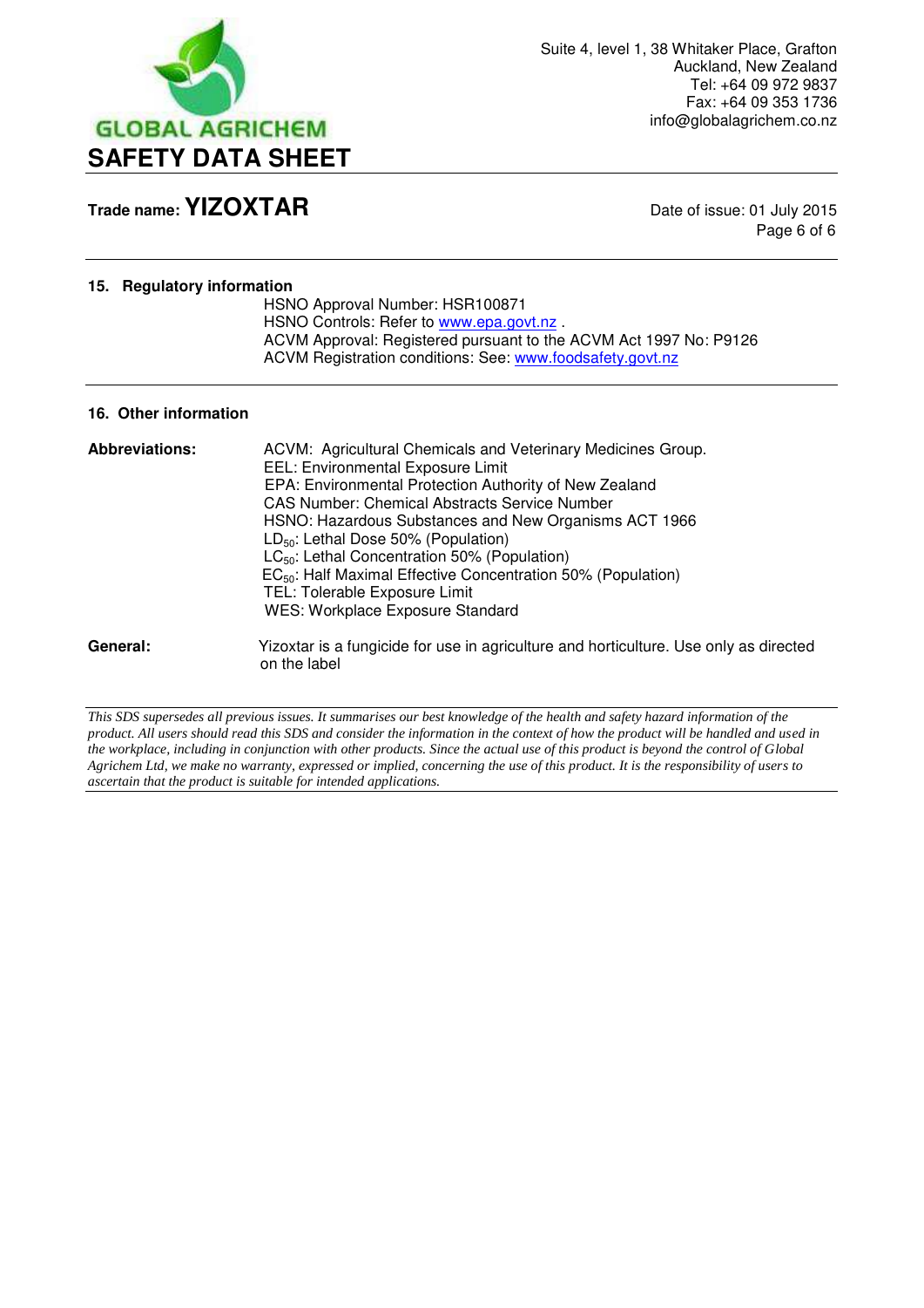## 15. Regulatory information

HSNO Approval Number: HSR100871
HSNO Controls: Refer to www.epa.govt.nz .
ACVM Approval: Registered pursuant to the ACVM Act 1997 No: P9126
ACVM Registration conditions: See: www.foodsafety.govt.nz

## 16. Other information

**Abbreviations:**

ACVM: Agricultural Chemicals and Veterinary Medicines Group.
EEL: Environmental Exposure Limit
EPA: Environmental Protection Authority of New Zealand
CAS Number: Chemical Abstracts Service Number
HSNO: Hazardous Substances and New Organisms ACT 1966
$LD_{50}$: Lethal Dose 50% (Population)
$LC_{50}$: Lethal Concentration 50% (Population)
$EC_{50}$: Half Maximal Effective Concentration 50% (Population)
TEL: Tolerable Exposure Limit
WES: Workplace Exposure Standard

**General:** Yizoxtar is a fungicide for use in agriculture and horticulture. Use only as directed on the label

*This SDS supersedes all previous issues. It summarises our best knowledge of the health and safety hazard information of the product. All users should read this SDS and consider the information in the context of how the product will be handled and used in the workplace, including in conjunction with other products. Since the actual use of this product is beyond the control of Global Agrichem Ltd, we make no warranty, expressed or implied, concerning the use of this product. It is the responsibility of users to ascertain that the product is suitable for intended applications.*